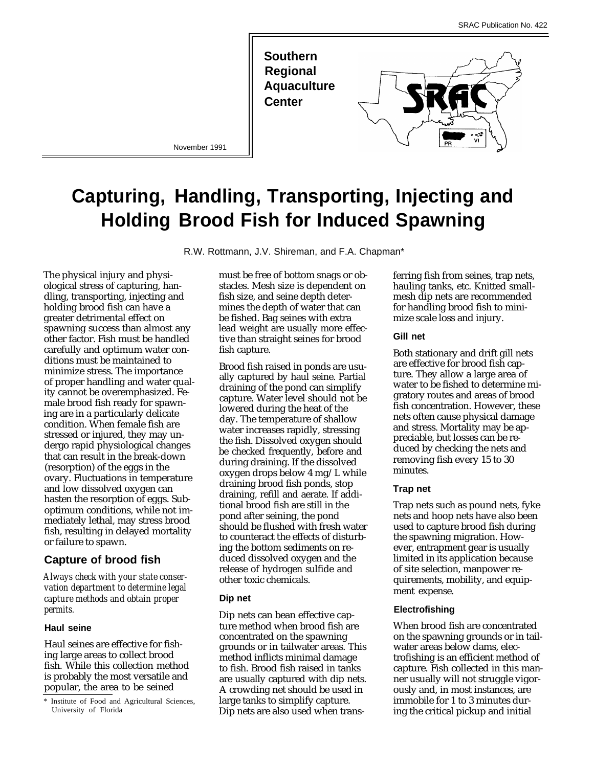SRAC Publication No. 422

**Southern Regional Aquaculture Center**

November 1991

# Capturing, Handling, Transporting, Injecting and Holding Brood Fish for Induced Spawning

R.W. Rottmann, J.V. Shireman, and F.A. Chapman*

The physical injury and physiological stress of capturing, handling, transporting, injecting and holding brood fish can have a greater detrimental effect on spawning success than almost any other factor. Fish must be handled carefully and optimum water conditions must be maintained to minimize stress. The importance of proper handling and water quality cannot be overemphasized. Female brood fish ready for spawning are in a particularly delicate condition. When female fish are stressed or injured, they may undergo rapid physiological changes that can result in the break-down (resorption) of the eggs in the ovary. Fluctuations in temperature and low dissolved oxygen can hasten the resorption of eggs. Suboptimum conditions, while not immediately lethal, may stress brood fish, resulting in delayed mortality or failure to spawn.

## Capture of brood fish

*Always check with your state conservation department to determine legal capture methods and obtain proper permits.*

### Haul seine

Haul seines are effective for fishing large areas to collect brood fish. While this collection method is probably the most versatile and popular, the area to be seined must be free of bottom snags or obstacles. Mesh size is dependent on fish size, and seine depth determines the depth of water that can be fished. Bag seines with extra lead weight are usually more effective than straight seines for brood fish capture.

Brood fish raised in ponds are usually captured by haul seine. Partial draining of the pond can simplify capture. Water level should not be lowered during the heat of the day. The temperature of shallow water increases rapidly, stressing the fish. Dissolved oxygen should be checked frequently, before and during draining. If the dissolved oxygen drops below 4 mg/L while draining brood fish ponds, stop draining, refill and aerate. If additional brood fish are still in the pond after seining, the pond should be flushed with fresh water to counteract the effects of disturbing the bottom sediments on reduced dissolved oxygen and the release of hydrogen sulfide and other toxic chemicals.

### Dip net

Dip nets can bean effective capture method when brood fish are concentrated on the spawning grounds or in tailwater areas. This method inflicts minimal damage to fish. Brood fish raised in tanks are usually captured with dip nets. A crowding net should be used in large tanks to simplify capture. Dip nets are also used when transferring fish from seines, trap nets, hauling tanks, etc. Knitted small-mesh dip nets are recommended for handling brood fish to minimize scale loss and injury.

### Gill net

Both stationary and drift gill nets are effective for brood fish capture. They allow a large area of water to be fished to determine migratory routes and areas of brood fish concentration. However, these nets often cause physical damage and stress. Mortality may be appreciable, but losses can be reduced by checking the nets and removing fish every 15 to 30 minutes.

### Trap net

Trap nets such as pound nets, fyke nets and hoop nets have also been used to capture brood fish during the spawning migration. However, entrapment gear is usually limited in its application because of site selection, manpower requirements, mobility, and equipment expense.

### Electrofishing

When brood fish are concentrated on the spawning grounds or in tailwater areas below dams, electrofishing is an efficient method of capture. Fish collected in this manner usually will not struggle vigorously and, in most instances, are immobile for 1 to 3 minutes during the critical pickup and initial

\* Institute of Food and Agricultural Sciences, University of Florida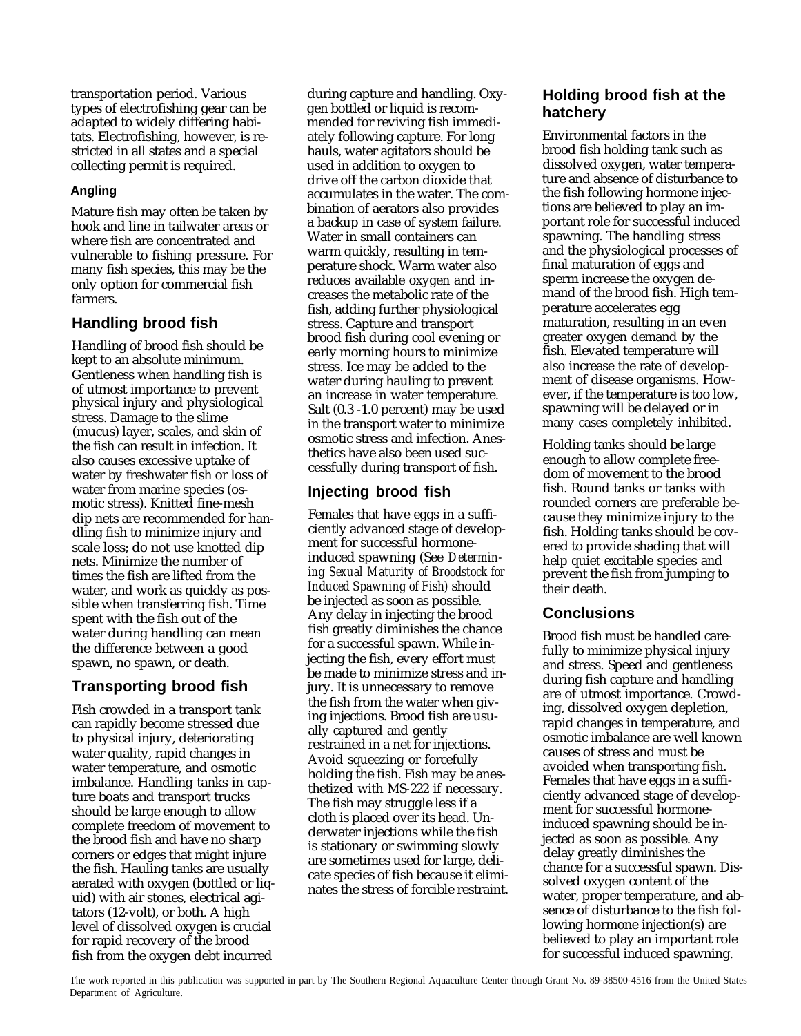transportation period. Various types of electrofishing gear can be adapted to widely differing habitats. Electrofishing, however, is restricted in all states and a special collecting permit is required.

#### Angling

Mature fish may often be taken by hook and line in tailwater areas or where fish are concentrated and vulnerable to fishing pressure. For many fish species, this may be the only option for commercial fish farmers.

## Handling brood fish

Handling of brood fish should be kept to an absolute minimum. Gentleness when handling fish is of utmost importance to prevent physical injury and physiological stress. Damage to the slime (mucus) layer, scales, and skin of the fish can result in infection. It also causes excessive uptake of water by freshwater fish or loss of water from marine species (osmotic stress). Knitted fine-mesh dip nets are recommended for handling fish to minimize injury and scale loss; do not use knotted dip nets. Minimize the number of times the fish are lifted from the water, and work as quickly as possible when transferring fish. Time spent with the fish out of the water during handling can mean the difference between a good spawn, no spawn, or death.

## Transporting brood fish

Fish crowded in a transport tank can rapidly become stressed due to physical injury, deteriorating water quality, rapid changes in water temperature, and osmotic imbalance. Handling tanks in capture boats and transport trucks should be large enough to allow complete freedom of movement to the brood fish and have no sharp corners or edges that might injure the fish. Hauling tanks are usually aerated with oxygen (bottled or liquid) with air stones, electrical agitators (12-volt), or both. A high level of dissolved oxygen is crucial for rapid recovery of the brood fish from the oxygen debt incurred during capture and handling. Oxygen bottled or liquid is recommended for reviving fish immediately following capture. For long hauls, water agitators should be used in addition to oxygen to drive off the carbon dioxide that accumulates in the water. The combination of aerators also provides a backup in case of system failure. Water in small containers can warm quickly, resulting in temperature shock. Warm water also reduces available oxygen and increases the metabolic rate of the fish, adding further physiological stress. Capture and transport brood fish during cool evening or early morning hours to minimize stress. Ice may be added to the water during hauling to prevent an increase in water temperature. Salt (0.3 -1.0 percent) may be used in the transport water to minimize osmotic stress and infection. Anesthetics have also been used successfully during transport of fish.

## Injecting brood fish

Females that have eggs in a sufficiently advanced stage of development for successful hormone-induced spawning (See *Determining Sexual Maturity of Broodstock for Induced Spawning of Fish*) should be injected as soon as possible. Any delay in injecting the brood fish greatly diminishes the chance for a successful spawn. While injecting the fish, every effort must be made to minimize stress and injury. It is unnecessary to remove the fish from the water when giving injections. Brood fish are usually captured and gently restrained in a net for injections. Avoid squeezing or forcefully holding the fish. Fish may be anesthetized with MS-222 if necessary. The fish may struggle less if a cloth is placed over its head. Underwater injections while the fish is stationary or swimming slowly are sometimes used for large, delicate species of fish because it eliminates the stress of forcible restraint.

## Holding brood fish at the hatchery

Environmental factors in the brood fish holding tank such as dissolved oxygen, water temperature and absence of disturbance to the fish following hormone injections are believed to play an important role for successful induced spawning. The handling stress and the physiological processes of final maturation of eggs and sperm increase the oxygen demand of the brood fish. High temperature accelerates egg maturation, resulting in an even greater oxygen demand by the fish. Elevated temperature will also increase the rate of development of disease organisms. However, if the temperature is too low, spawning will be delayed or in many cases completely inhibited.

Holding tanks should be large enough to allow complete freedom of movement to the brood fish. Round tanks or tanks with rounded corners are preferable because they minimize injury to the fish. Holding tanks should be covered to provide shading that will help quiet excitable species and prevent the fish from jumping to their death.

## Conclusions

Brood fish must be handled carefully to minimize physical injury and stress. Speed and gentleness during fish capture and handling are of utmost importance. Crowding, dissolved oxygen depletion, rapid changes in temperature, and osmotic imbalance are well known causes of stress and must be avoided when transporting fish. Females that have eggs in a sufficiently advanced stage of development for successful hormone-induced spawning should be injected as soon as possible. Any delay greatly diminishes the chance for a successful spawn. Dissolved oxygen content of the water, proper temperature, and absence of disturbance to the fish following hormone injection(s) are believed to play an important role for successful induced spawning.

The work reported in this publication was supported in part by The Southern Regional Aquaculture Center through Grant No. 89-38500-4516 from the United States Department of Agriculture.